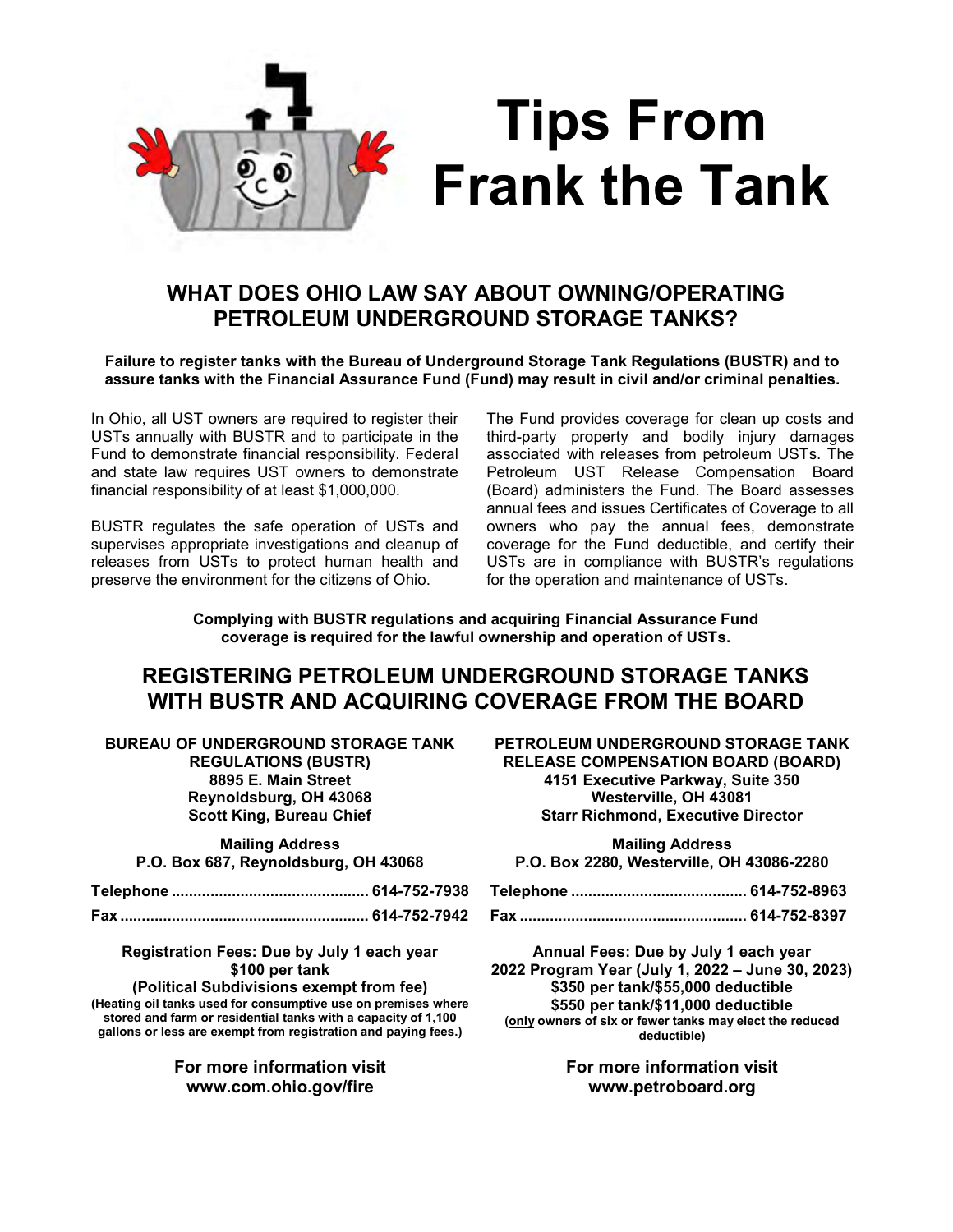# Tips From Frank the Tank

## WHAT DOES OHIO LAW SAY ABOUT OWNING/OPERATING PETROLEUM UNDERGROUND STORAGE TANKS?

**Failure to register tanks with the Bureau of Underground Storage Tank Regulations (BUSTR) and to assure tanks with the Financial Assurance Fund (Fund) may result in civil and/or criminal penalties.**

In Ohio, all UST owners are required to register their USTs annually with BUSTR and to participate in the Fund to demonstrate financial responsibility. Federal and state law requires UST owners to demonstrate financial responsibility of at least $1,000,000.

BUSTR regulates the safe operation of USTs and supervises appropriate investigations and cleanup of releases from USTs to protect human health and preserve the environment for the citizens of Ohio.

The Fund provides coverage for clean up costs and third-party property and bodily injury damages associated with releases from petroleum USTs. The Petroleum UST Release Compensation Board (Board) administers the Fund. The Board assesses annual fees and issues Certificates of Coverage to all owners who pay the annual fees, demonstrate coverage for the Fund deductible, and certify their USTs are in compliance with BUSTR's regulations for the operation and maintenance of USTs.

**Complying with BUSTR regulations and acquiring Financial Assurance Fund coverage is required for the lawful ownership and operation of USTs.**

## REGISTERING PETROLEUM UNDERGROUND STORAGE TANKS WITH BUSTR AND ACQUIRING COVERAGE FROM THE BOARD

**BUREAU OF UNDERGROUND STORAGE TANK REGULATIONS (BUSTR)**
**8895 E. Main Street**
**Reynoldsburg, OH 43068**
**Scott King, Bureau Chief**

**Mailing Address**
**P.O. Box 687, Reynoldsburg, OH 43068**

**Telephone** ............................................. **614-752-7938**

**Fax** ......................................................... **614-752-7942**

**Registration Fees: Due by July 1 each year**
**$100 per tank**
**(Political Subdivisions exempt from fee)**
**(Heating oil tanks used for consumptive use on premises where stored and farm or residential tanks with a capacity of 1,100 gallons or less are exempt from registration and paying fees.)**

**For more information visit**
**www.com.ohio.gov/fire**

**PETROLEUM UNDERGROUND STORAGE TANK RELEASE COMPENSATION BOARD (BOARD)**
**4151 Executive Parkway, Suite 350**
**Westerville, OH 43081**
**Starr Richmond, Executive Director**

**Mailing Address**
**P.O. Box 2280, Westerville, OH 43086-2280**

**Telephone** ......................................... **614-752-8963**

**Fax** .................................................... **614-752-8397**

**Annual Fees: Due by July 1 each year**
**2022 Program Year (July 1, 2022 – June 30, 2023)**
**$350 per tank/$55,000 deductible**
**$550 per tank/$11,000 deductible**
**(only owners of six or fewer tanks may elect the reduced deductible)**

**For more information visit**
**www.petroboard.org**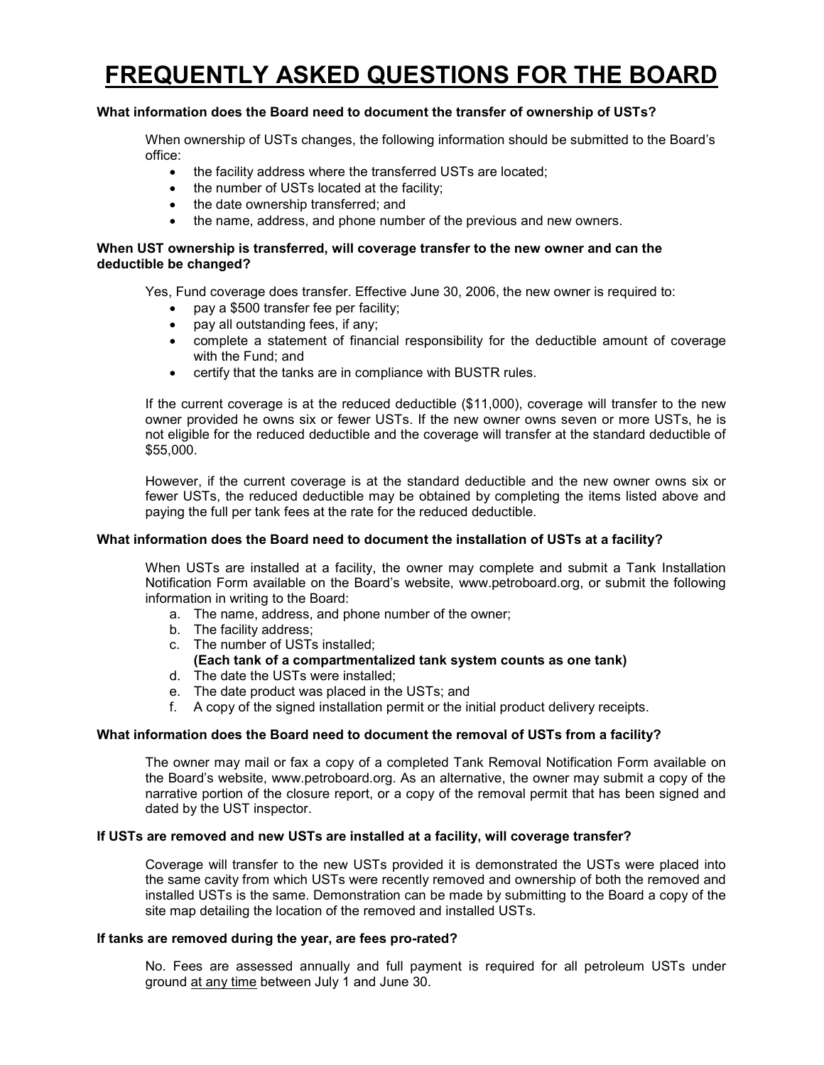# FREQUENTLY ASKED QUESTIONS FOR THE BOARD

**What information does the Board need to document the transfer of ownership of USTs?**

When ownership of USTs changes, the following information should be submitted to the Board's office:

- the facility address where the transferred USTs are located;
- the number of USTs located at the facility;
- the date ownership transferred; and
- the name, address, and phone number of the previous and new owners.

**When UST ownership is transferred, will coverage transfer to the new owner and can the deductible be changed?**

Yes, Fund coverage does transfer. Effective June 30, 2006, the new owner is required to:

- pay a $500 transfer fee per facility;
- pay all outstanding fees, if any;
- complete a statement of financial responsibility for the deductible amount of coverage with the Fund; and
- certify that the tanks are in compliance with BUSTR rules.

If the current coverage is at the reduced deductible ($11,000), coverage will transfer to the new owner provided he owns six or fewer USTs. If the new owner owns seven or more USTs, he is not eligible for the reduced deductible and the coverage will transfer at the standard deductible of $55,000.

However, if the current coverage is at the standard deductible and the new owner owns six or fewer USTs, the reduced deductible may be obtained by completing the items listed above and paying the full per tank fees at the rate for the reduced deductible.

**What information does the Board need to document the installation of USTs at a facility?**

When USTs are installed at a facility, the owner may complete and submit a Tank Installation Notification Form available on the Board's website, www.petroboard.org, or submit the following information in writing to the Board:

a. The name, address, and phone number of the owner;
b. The facility address;
c. The number of USTs installed;
   **(Each tank of a compartmentalized tank system counts as one tank)**
d. The date the USTs were installed;
e. The date product was placed in the USTs; and
f. A copy of the signed installation permit or the initial product delivery receipts.

**What information does the Board need to document the removal of USTs from a facility?**

The owner may mail or fax a copy of a completed Tank Removal Notification Form available on the Board's website, www.petroboard.org. As an alternative, the owner may submit a copy of the narrative portion of the closure report, or a copy of the removal permit that has been signed and dated by the UST inspector.

**If USTs are removed and new USTs are installed at a facility, will coverage transfer?**

Coverage will transfer to the new USTs provided it is demonstrated the USTs were placed into the same cavity from which USTs were recently removed and ownership of both the removed and installed USTs is the same. Demonstration can be made by submitting to the Board a copy of the site map detailing the location of the removed and installed USTs.

**If tanks are removed during the year, are fees pro-rated?**

No. Fees are assessed annually and full payment is required for all petroleum USTs under ground <u>at any time</u> between July 1 and June 30.